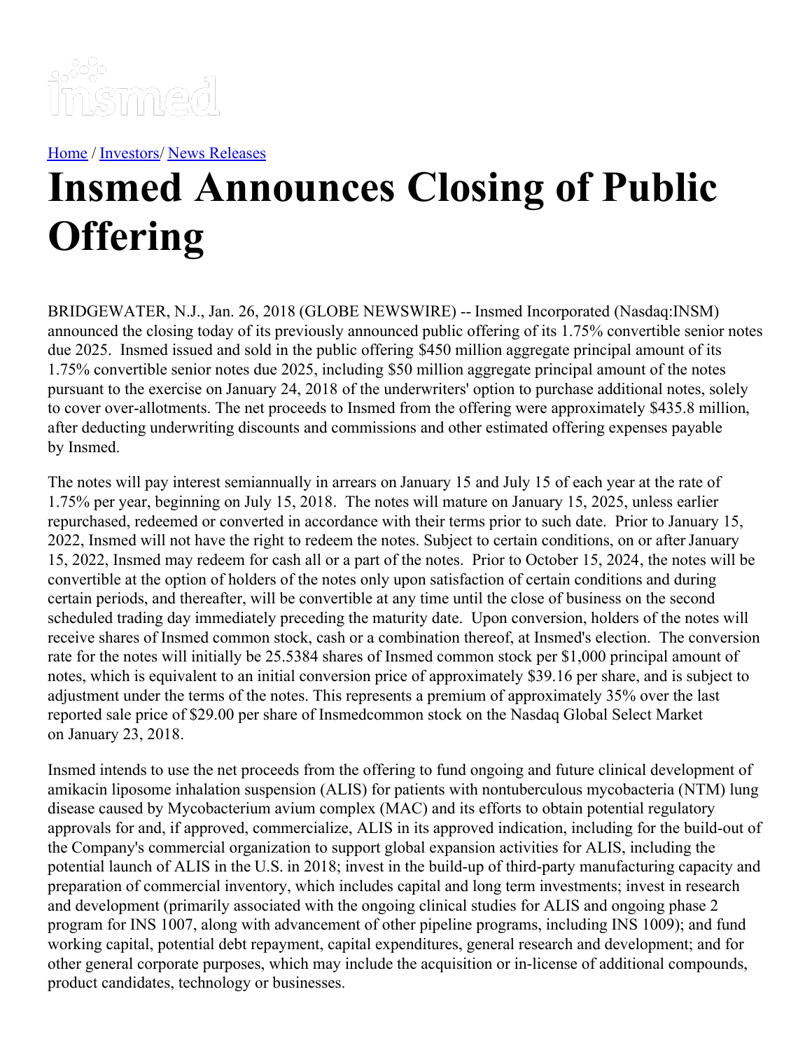[Home](#) / [Investors](#)/ [News Releases](#)

# Insmed Announces Closing of Public Offering

BRIDGEWATER, N.J., Jan. 26, 2018 (GLOBE NEWSWIRE) -- Insmed Incorporated (Nasdaq:INSM) announced the closing today of its previously announced public offering of its 1.75% convertible senior notes due 2025. Insmed issued and sold in the public offering $450 million aggregate principal amount of its 1.75% convertible senior notes due 2025, including $50 million aggregate principal amount of the notes pursuant to the exercise on January 24, 2018 of the underwriters' option to purchase additional notes, solely to cover over-allotments. The net proceeds to Insmed from the offering were approximately $435.8 million, after deducting underwriting discounts and commissions and other estimated offering expenses payable by Insmed.

The notes will pay interest semiannually in arrears on January 15 and July 15 of each year at the rate of 1.75% per year, beginning on July 15, 2018. The notes will mature on January 15, 2025, unless earlier repurchased, redeemed or converted in accordance with their terms prior to such date. Prior to January 15, 2022, Insmed will not have the right to redeem the notes. Subject to certain conditions, on or after January 15, 2022, Insmed may redeem for cash all or a part of the notes. Prior to October 15, 2024, the notes will be convertible at the option of holders of the notes only upon satisfaction of certain conditions and during certain periods, and thereafter, will be convertible at any time until the close of business on the second scheduled trading day immediately preceding the maturity date. Upon conversion, holders of the notes will receive shares of Insmed common stock, cash or a combination thereof, at Insmed's election. The conversion rate for the notes will initially be 25.5384 shares of Insmed common stock per $1,000 principal amount of notes, which is equivalent to an initial conversion price of approximately $39.16 per share, and is subject to adjustment under the terms of the notes. This represents a premium of approximately 35% over the last reported sale price of $29.00 per share of Insmedcommon stock on the Nasdaq Global Select Market on January 23, 2018.

Insmed intends to use the net proceeds from the offering to fund ongoing and future clinical development of amikacin liposome inhalation suspension (ALIS) for patients with nontuberculous mycobacteria (NTM) lung disease caused by Mycobacterium avium complex (MAC) and its efforts to obtain potential regulatory approvals for and, if approved, commercialize, ALIS in its approved indication, including for the build-out of the Company's commercial organization to support global expansion activities for ALIS, including the potential launch of ALIS in the U.S. in 2018; invest in the build-up of third-party manufacturing capacity and preparation of commercial inventory, which includes capital and long term investments; invest in research and development (primarily associated with the ongoing clinical studies for ALIS and ongoing phase 2 program for INS 1007, along with advancement of other pipeline programs, including INS 1009); and fund working capital, potential debt repayment, capital expenditures, general research and development; and for other general corporate purposes, which may include the acquisition or in-license of additional compounds, product candidates, technology or businesses.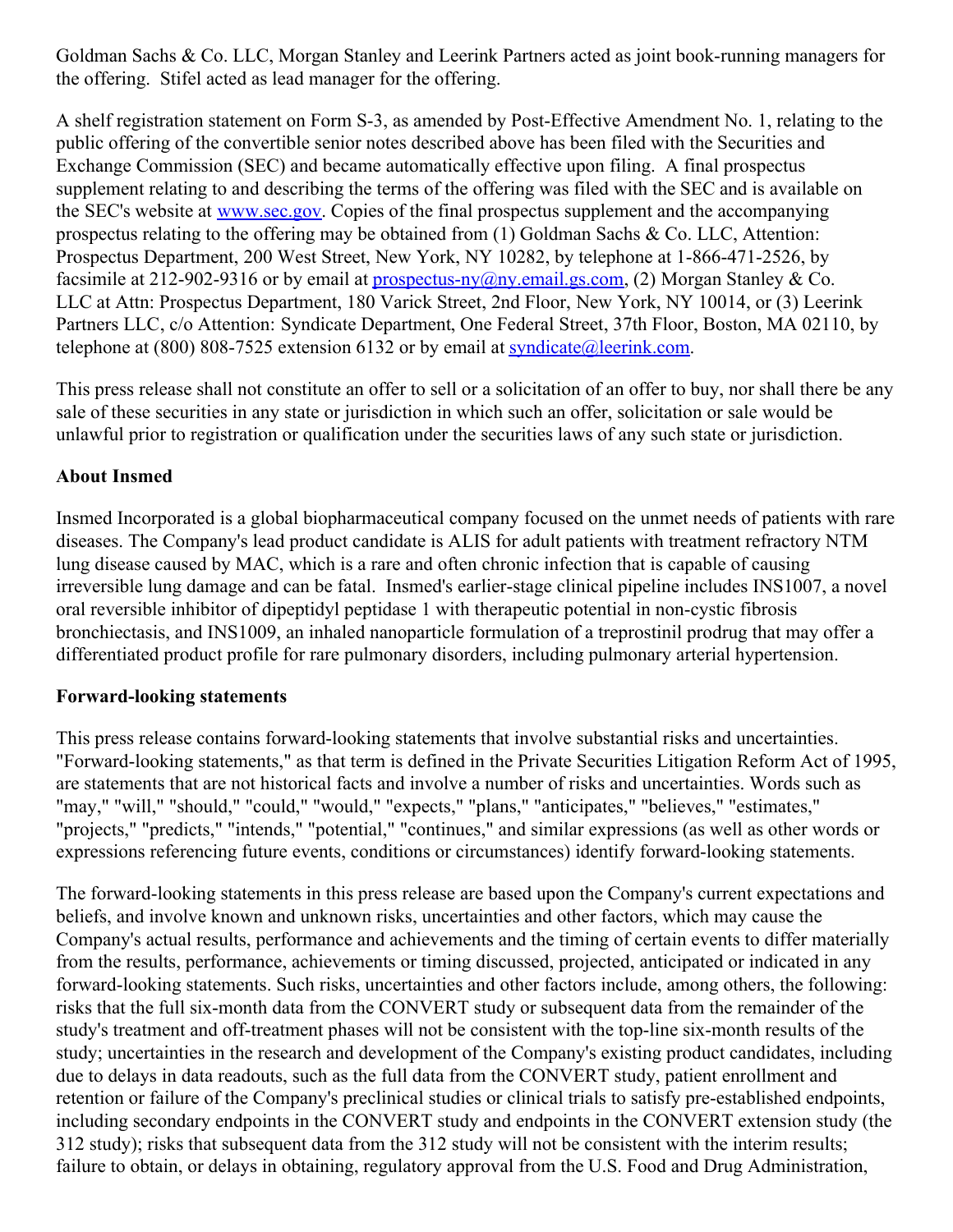Goldman Sachs & Co. LLC, Morgan Stanley and Leerink Partners acted as joint book-running managers for the offering. Stifel acted as lead manager for the offering.

A shelf registration statement on Form S-3, as amended by Post-Effective Amendment No. 1, relating to the public offering of the convertible senior notes described above has been filed with the Securities and Exchange Commission (SEC) and became automatically effective upon filing. A final prospectus supplement relating to and describing the terms of the offering was filed with the SEC and is available on the SEC's website at www.sec.gov. Copies of the final prospectus supplement and the accompanying prospectus relating to the offering may be obtained from (1) Goldman Sachs & Co. LLC, Attention: Prospectus Department, 200 West Street, New York, NY 10282, by telephone at 1-866-471-2526, by facsimile at 212-902-9316 or by email at prospectus-ny@ny.email.gs.com, (2) Morgan Stanley & Co. LLC at Attn: Prospectus Department, 180 Varick Street, 2nd Floor, New York, NY 10014, or (3) Leerink Partners LLC, c/o Attention: Syndicate Department, One Federal Street, 37th Floor, Boston, MA 02110, by telephone at (800) 808-7525 extension 6132 or by email at syndicate@leerink.com.

This press release shall not constitute an offer to sell or a solicitation of an offer to buy, nor shall there be any sale of these securities in any state or jurisdiction in which such an offer, solicitation or sale would be unlawful prior to registration or qualification under the securities laws of any such state or jurisdiction.

**About Insmed**

Insmed Incorporated is a global biopharmaceutical company focused on the unmet needs of patients with rare diseases. The Company's lead product candidate is ALIS for adult patients with treatment refractory NTM lung disease caused by MAC, which is a rare and often chronic infection that is capable of causing irreversible lung damage and can be fatal. Insmed's earlier-stage clinical pipeline includes INS1007, a novel oral reversible inhibitor of dipeptidyl peptidase 1 with therapeutic potential in non-cystic fibrosis bronchiectasis, and INS1009, an inhaled nanoparticle formulation of a treprostinil prodrug that may offer a differentiated product profile for rare pulmonary disorders, including pulmonary arterial hypertension.

**Forward-looking statements**

This press release contains forward-looking statements that involve substantial risks and uncertainties. "Forward-looking statements," as that term is defined in the Private Securities Litigation Reform Act of 1995, are statements that are not historical facts and involve a number of risks and uncertainties. Words such as "may," "will," "should," "could," "would," "expects," "plans," "anticipates," "believes," "estimates," "projects," "predicts," "intends," "potential," "continues," and similar expressions (as well as other words or expressions referencing future events, conditions or circumstances) identify forward-looking statements.

The forward-looking statements in this press release are based upon the Company's current expectations and beliefs, and involve known and unknown risks, uncertainties and other factors, which may cause the Company's actual results, performance and achievements and the timing of certain events to differ materially from the results, performance, achievements or timing discussed, projected, anticipated or indicated in any forward-looking statements. Such risks, uncertainties and other factors include, among others, the following: risks that the full six-month data from the CONVERT study or subsequent data from the remainder of the study's treatment and off-treatment phases will not be consistent with the top-line six-month results of the study; uncertainties in the research and development of the Company's existing product candidates, including due to delays in data readouts, such as the full data from the CONVERT study, patient enrollment and retention or failure of the Company's preclinical studies or clinical trials to satisfy pre-established endpoints, including secondary endpoints in the CONVERT study and endpoints in the CONVERT extension study (the 312 study); risks that subsequent data from the 312 study will not be consistent with the interim results; failure to obtain, or delays in obtaining, regulatory approval from the U.S. Food and Drug Administration,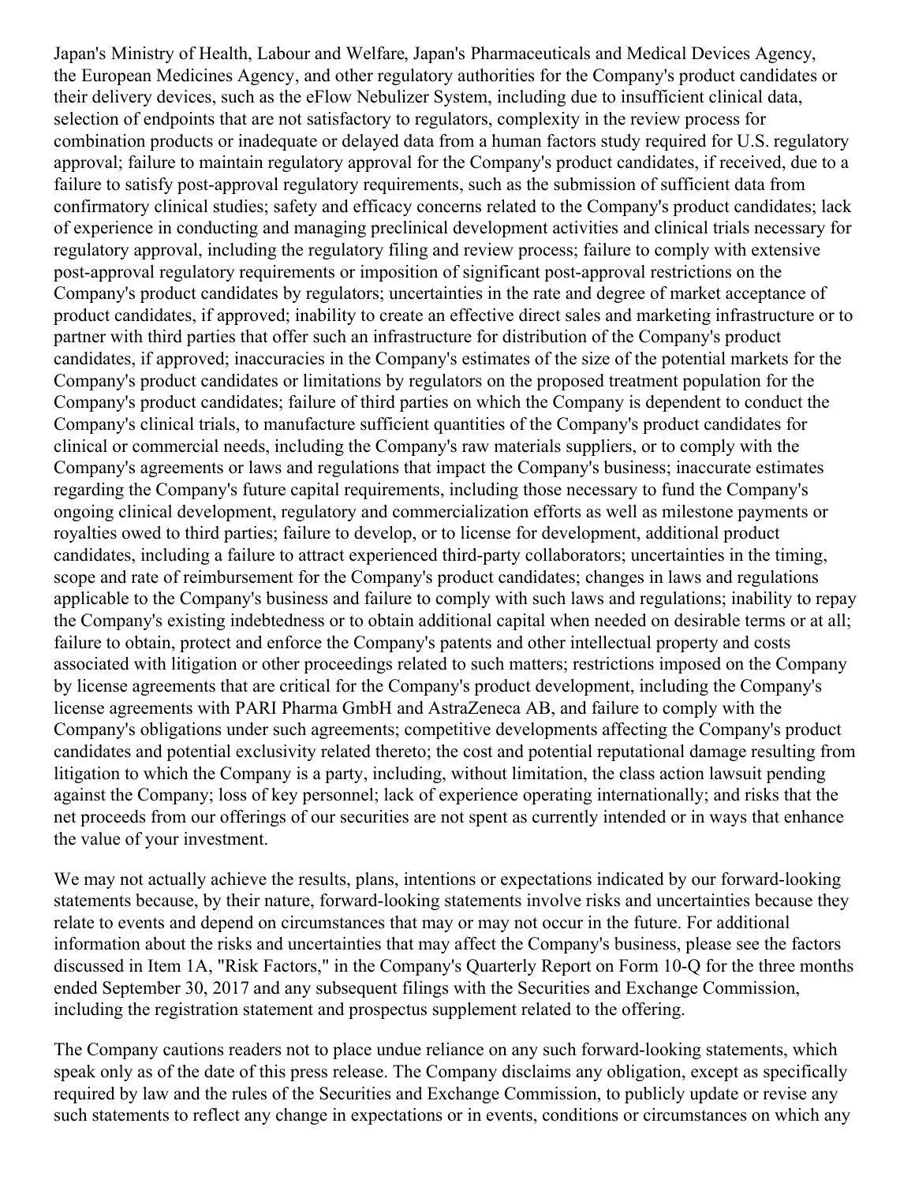Japan's Ministry of Health, Labour and Welfare, Japan's Pharmaceuticals and Medical Devices Agency, the European Medicines Agency, and other regulatory authorities for the Company's product candidates or their delivery devices, such as the eFlow Nebulizer System, including due to insufficient clinical data, selection of endpoints that are not satisfactory to regulators, complexity in the review process for combination products or inadequate or delayed data from a human factors study required for U.S. regulatory approval; failure to maintain regulatory approval for the Company's product candidates, if received, due to a failure to satisfy post-approval regulatory requirements, such as the submission of sufficient data from confirmatory clinical studies; safety and efficacy concerns related to the Company's product candidates; lack of experience in conducting and managing preclinical development activities and clinical trials necessary for regulatory approval, including the regulatory filing and review process; failure to comply with extensive post-approval regulatory requirements or imposition of significant post-approval restrictions on the Company's product candidates by regulators; uncertainties in the rate and degree of market acceptance of product candidates, if approved; inability to create an effective direct sales and marketing infrastructure or to partner with third parties that offer such an infrastructure for distribution of the Company's product candidates, if approved; inaccuracies in the Company's estimates of the size of the potential markets for the Company's product candidates or limitations by regulators on the proposed treatment population for the Company's product candidates; failure of third parties on which the Company is dependent to conduct the Company's clinical trials, to manufacture sufficient quantities of the Company's product candidates for clinical or commercial needs, including the Company's raw materials suppliers, or to comply with the Company's agreements or laws and regulations that impact the Company's business; inaccurate estimates regarding the Company's future capital requirements, including those necessary to fund the Company's ongoing clinical development, regulatory and commercialization efforts as well as milestone payments or royalties owed to third parties; failure to develop, or to license for development, additional product candidates, including a failure to attract experienced third-party collaborators; uncertainties in the timing, scope and rate of reimbursement for the Company's product candidates; changes in laws and regulations applicable to the Company's business and failure to comply with such laws and regulations; inability to repay the Company's existing indebtedness or to obtain additional capital when needed on desirable terms or at all; failure to obtain, protect and enforce the Company's patents and other intellectual property and costs associated with litigation or other proceedings related to such matters; restrictions imposed on the Company by license agreements that are critical for the Company's product development, including the Company's license agreements with PARI Pharma GmbH and AstraZeneca AB, and failure to comply with the Company's obligations under such agreements; competitive developments affecting the Company's product candidates and potential exclusivity related thereto; the cost and potential reputational damage resulting from litigation to which the Company is a party, including, without limitation, the class action lawsuit pending against the Company; loss of key personnel; lack of experience operating internationally; and risks that the net proceeds from our offerings of our securities are not spent as currently intended or in ways that enhance the value of your investment.

We may not actually achieve the results, plans, intentions or expectations indicated by our forward-looking statements because, by their nature, forward-looking statements involve risks and uncertainties because they relate to events and depend on circumstances that may or may not occur in the future. For additional information about the risks and uncertainties that may affect the Company's business, please see the factors discussed in Item 1A, "Risk Factors," in the Company's Quarterly Report on Form 10-Q for the three months ended September 30, 2017 and any subsequent filings with the Securities and Exchange Commission, including the registration statement and prospectus supplement related to the offering.

The Company cautions readers not to place undue reliance on any such forward-looking statements, which speak only as of the date of this press release. The Company disclaims any obligation, except as specifically required by law and the rules of the Securities and Exchange Commission, to publicly update or revise any such statements to reflect any change in expectations or in events, conditions or circumstances on which any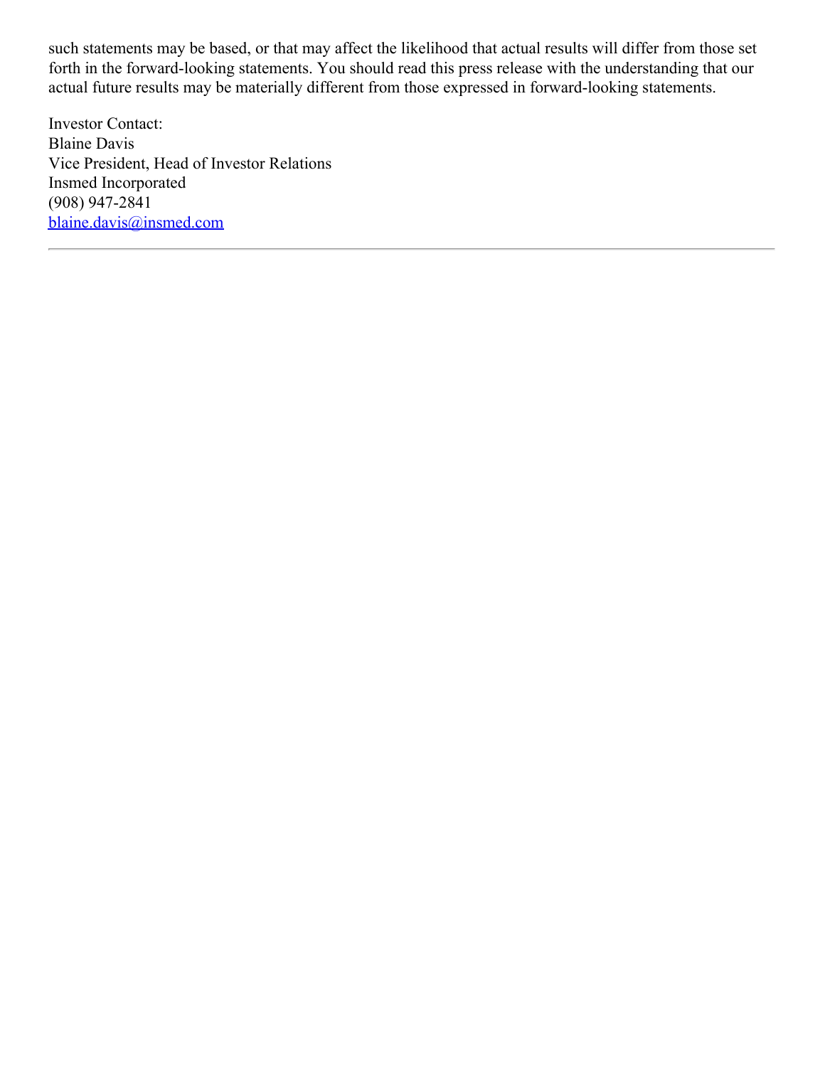such statements may be based, or that may affect the likelihood that actual results will differ from those set forth in the forward-looking statements. You should read this press release with the understanding that our actual future results may be materially different from those expressed in forward-looking statements.

Investor Contact:
Blaine Davis
Vice President, Head of Investor Relations
Insmed Incorporated
(908) 947-2841
blaine.davis@insmed.com